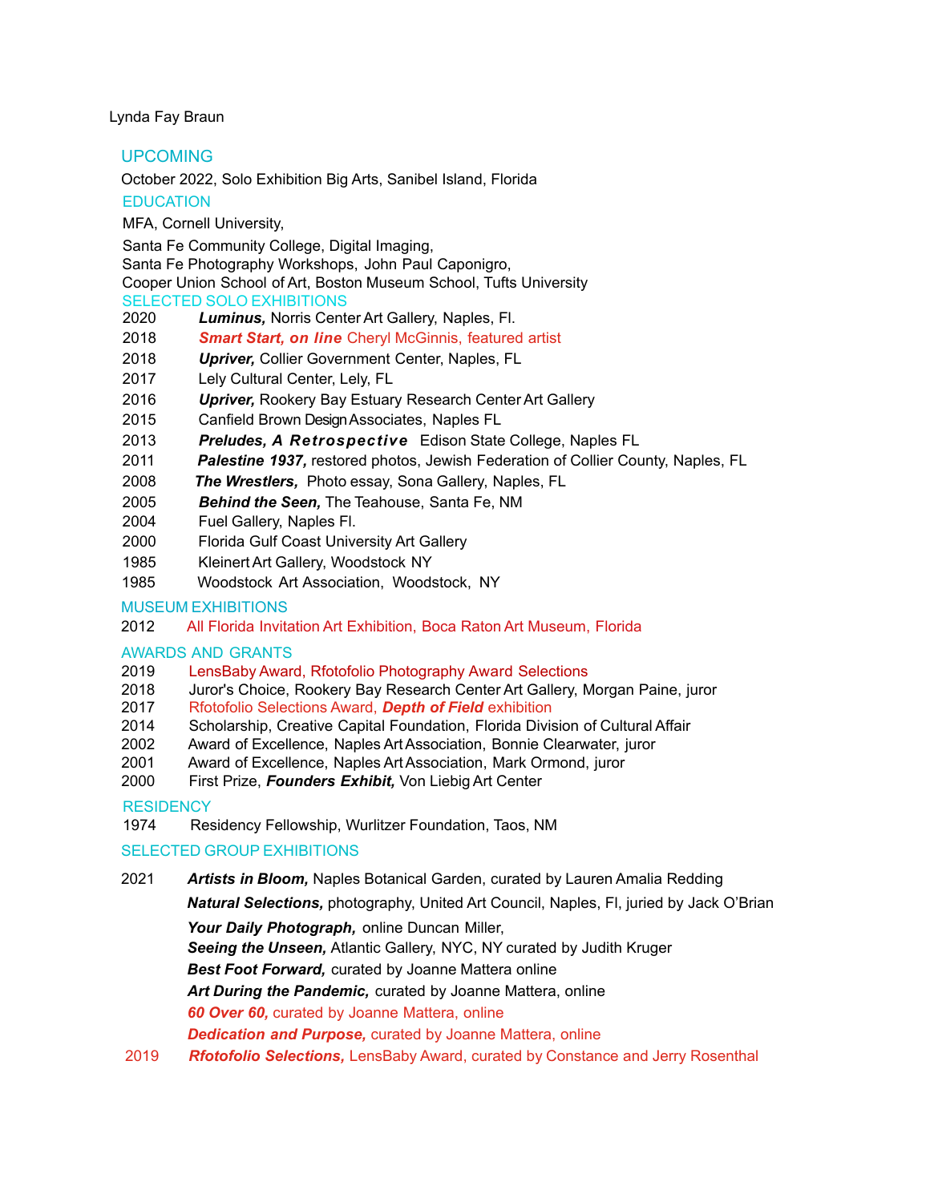Lynda Fay Braun

## UPCOMING

October 2022, Solo Exhibition Big Arts, Sanibel Island, Florida

## EDUCATION

MFA, Cornell University,

Santa Fe Community College, Digital Imaging,
Santa Fe Photography Workshops, John Paul Caponigro,
Cooper Union School of Art, Boston Museum School, Tufts University

## SELECTED SOLO EXHIBITIONS

2020 ***Luminus,*** Norris Center Art Gallery, Naples, Fl.
2018 ***Smart Start, on line*** Cheryl McGinnis, featured artist
2018 ***Upriver,*** Collier Government Center, Naples, FL
2017 Lely Cultural Center, Lely, FL
2016 ***Upriver,*** Rookery Bay Estuary Research Center Art Gallery
2015 Canfield Brown Design Associates, Naples FL
2013 ***Preludes, A Retrospective*** Edison State College, Naples FL
2011 ***Palestine 1937,*** restored photos, Jewish Federation of Collier County, Naples, FL
2008 ***The Wrestlers,*** Photo essay, Sona Gallery, Naples, FL
2005 ***Behind the Seen,*** The Teahouse, Santa Fe, NM
2004 Fuel Gallery, Naples Fl.
2000 Florida Gulf Coast University Art Gallery
1985 Kleinert Art Gallery, Woodstock NY
1985 Woodstock Art Association, Woodstock, NY

## MUSEUM EXHIBITIONS

2012 All Florida Invitation Art Exhibition, Boca Raton Art Museum, Florida

## AWARDS AND GRANTS

2019 LensBaby Award, Rfotofolio Photography Award Selections
2018 Juror's Choice, Rookery Bay Research Center Art Gallery, Morgan Paine, juror
2017 Rfotofolio Selections Award, ***Depth of Field*** exhibition
2014 Scholarship, Creative Capital Foundation, Florida Division of Cultural Affair
2002 Award of Excellence, Naples Art Association, Bonnie Clearwater, juror
2001 Award of Excellence, Naples Art Association, Mark Ormond, juror
2000 First Prize, ***Founders Exhibit,*** Von Liebig Art Center

## RESIDENCY

1974 Residency Fellowship, Wurlitzer Foundation, Taos, NM

## SELECTED GROUP EXHIBITIONS

2021 ***Artists in Bloom,*** Naples Botanical Garden, curated by Lauren Amalia Redding
***Natural Selections,*** photography, United Art Council, Naples, Fl, juried by Jack O'Brian
***Your Daily Photograph,*** online Duncan Miller,
***Seeing the Unseen,*** Atlantic Gallery, NYC, NY curated by Judith Kruger
***Best Foot Forward,*** curated by Joanne Mattera online
***Art During the Pandemic,*** curated by Joanne Mattera, online
***60 Over 60,*** curated by Joanne Mattera, online
***Dedication and Purpose,*** curated by Joanne Mattera, online
2019 ***Rfotofolio Selections,*** LensBaby Award, curated by Constance and Jerry Rosenthal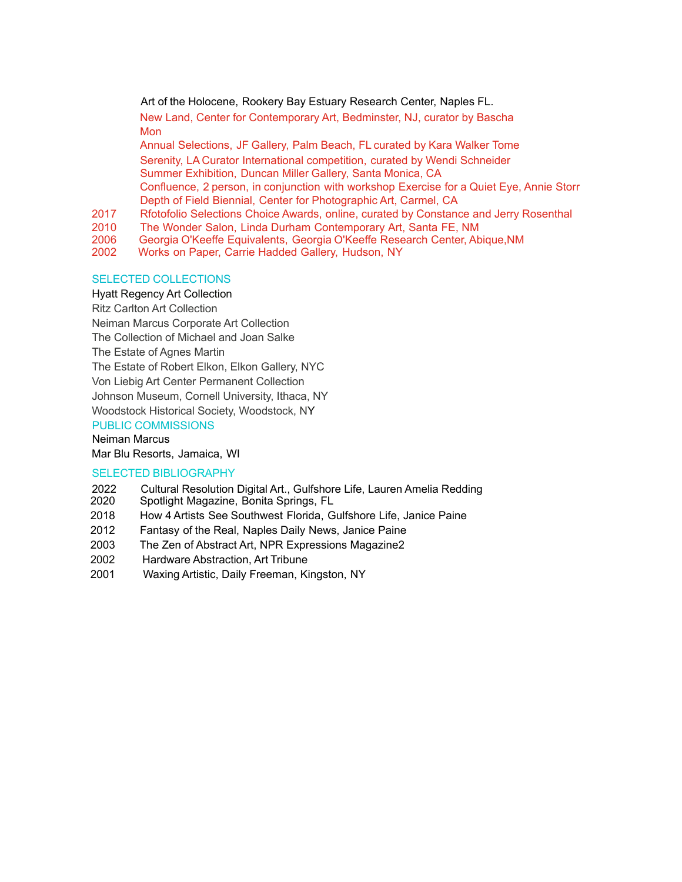Art of the Holocene, Rookery Bay Estuary Research Center, Naples FL.
New Land, Center for Contemporary Art, Bedminster, NJ, curator by Bascha Mon
Annual Selections, JF Gallery, Palm Beach, FL curated by Kara Walker Tome
Serenity, LA Curator International competition, curated by Wendi Schneider
Summer Exhibition, Duncan Miller Gallery, Santa Monica, CA
Confluence, 2 person, in conjunction with workshop Exercise for a Quiet Eye, Annie Storr
Depth of Field Biennial, Center for Photographic Art, Carmel, CA

2017 Rfotofolio Selections Choice Awards, online, curated by Constance and Jerry Rosenthal
2010 The Wonder Salon, Linda Durham Contemporary Art, Santa FE, NM
2006 Georgia O'Keeffe Equivalents, Georgia O'Keeffe Research Center, Abique,NM
2002 Works on Paper, Carrie Hadded Gallery, Hudson, NY

## SELECTED COLLECTIONS

Hyatt Regency Art Collection
Ritz Carlton Art Collection
Neiman Marcus Corporate Art Collection
The Collection of Michael and Joan Salke
The Estate of Agnes Martin
The Estate of Robert Elkon, Elkon Gallery, NYC
Von Liebig Art Center Permanent Collection
Johnson Museum, Cornell University, Ithaca, NY
Woodstock Historical Society, Woodstock, NY

## PUBLIC COMMISSIONS

Neiman Marcus
Mar Blu Resorts, Jamaica, WI

## SELECTED BIBLIOGRAPHY

2022 Cultural Resolution Digital Art., Gulfshore Life, Lauren Amelia Redding
2020 Spotlight Magazine, Bonita Springs, FL
2018 How 4 Artists See Southwest Florida, Gulfshore Life, Janice Paine
2012 Fantasy of the Real, Naples Daily News, Janice Paine
2003 The Zen of Abstract Art, NPR Expressions Magazine2
2002 Hardware Abstraction, Art Tribune
2001 Waxing Artistic, Daily Freeman, Kingston, NY